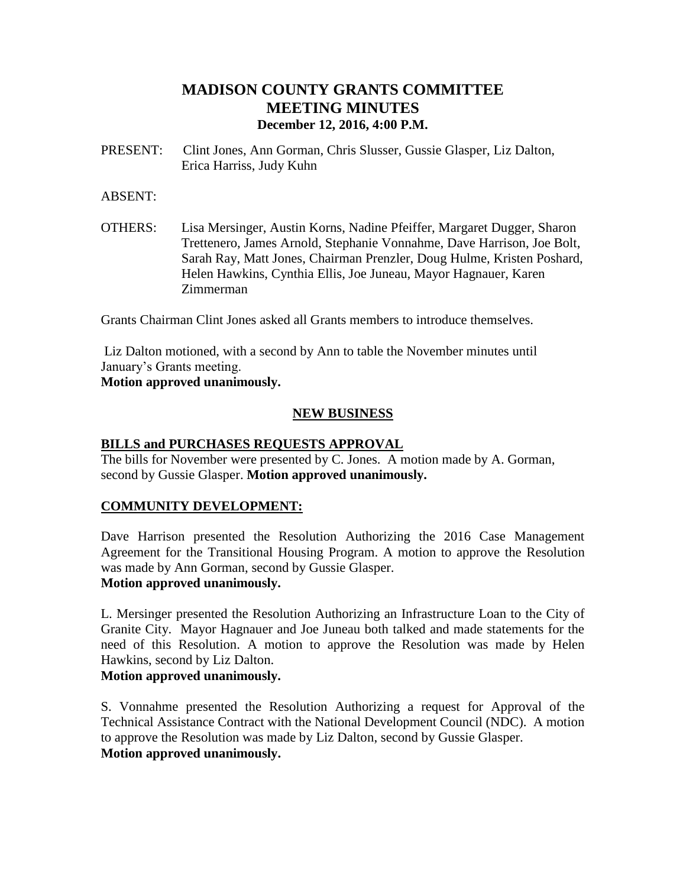# MADISON COUNTY GRANTS COMMITTEE
## MEETING MINUTES
### December 12, 2016, 4:00 P.M.

PRESENT: Clint Jones, Ann Gorman, Chris Slusser, Gussie Glasper, Liz Dalton, Erica Harriss, Judy Kuhn

ABSENT:

OTHERS: Lisa Mersinger, Austin Korns, Nadine Pfeiffer, Margaret Dugger, Sharon Trettenero, James Arnold, Stephanie Vonnahme, Dave Harrison, Joe Bolt, Sarah Ray, Matt Jones, Chairman Prenzler, Doug Hulme, Kristen Poshard, Helen Hawkins, Cynthia Ellis, Joe Juneau, Mayor Hagnauer, Karen Zimmerman

Grants Chairman Clint Jones asked all Grants members to introduce themselves.

Liz Dalton motioned, with a second by Ann to table the November minutes until January's Grants meeting.
**Motion approved unanimously.**

## NEW BUSINESS

### BILLS and PURCHASES REQUESTS APPROVAL

The bills for November were presented by C. Jones. A motion made by A. Gorman, second by Gussie Glasper. **Motion approved unanimously.**

### COMMUNITY DEVELOPMENT:

Dave Harrison presented the Resolution Authorizing the 2016 Case Management Agreement for the Transitional Housing Program. A motion to approve the Resolution was made by Ann Gorman, second by Gussie Glasper.
**Motion approved unanimously.**

L. Mersinger presented the Resolution Authorizing an Infrastructure Loan to the City of Granite City. Mayor Hagnauer and Joe Juneau both talked and made statements for the need of this Resolution. A motion to approve the Resolution was made by Helen Hawkins, second by Liz Dalton.
**Motion approved unanimously.**

S. Vonnahme presented the Resolution Authorizing a request for Approval of the Technical Assistance Contract with the National Development Council (NDC). A motion to approve the Resolution was made by Liz Dalton, second by Gussie Glasper.
**Motion approved unanimously.**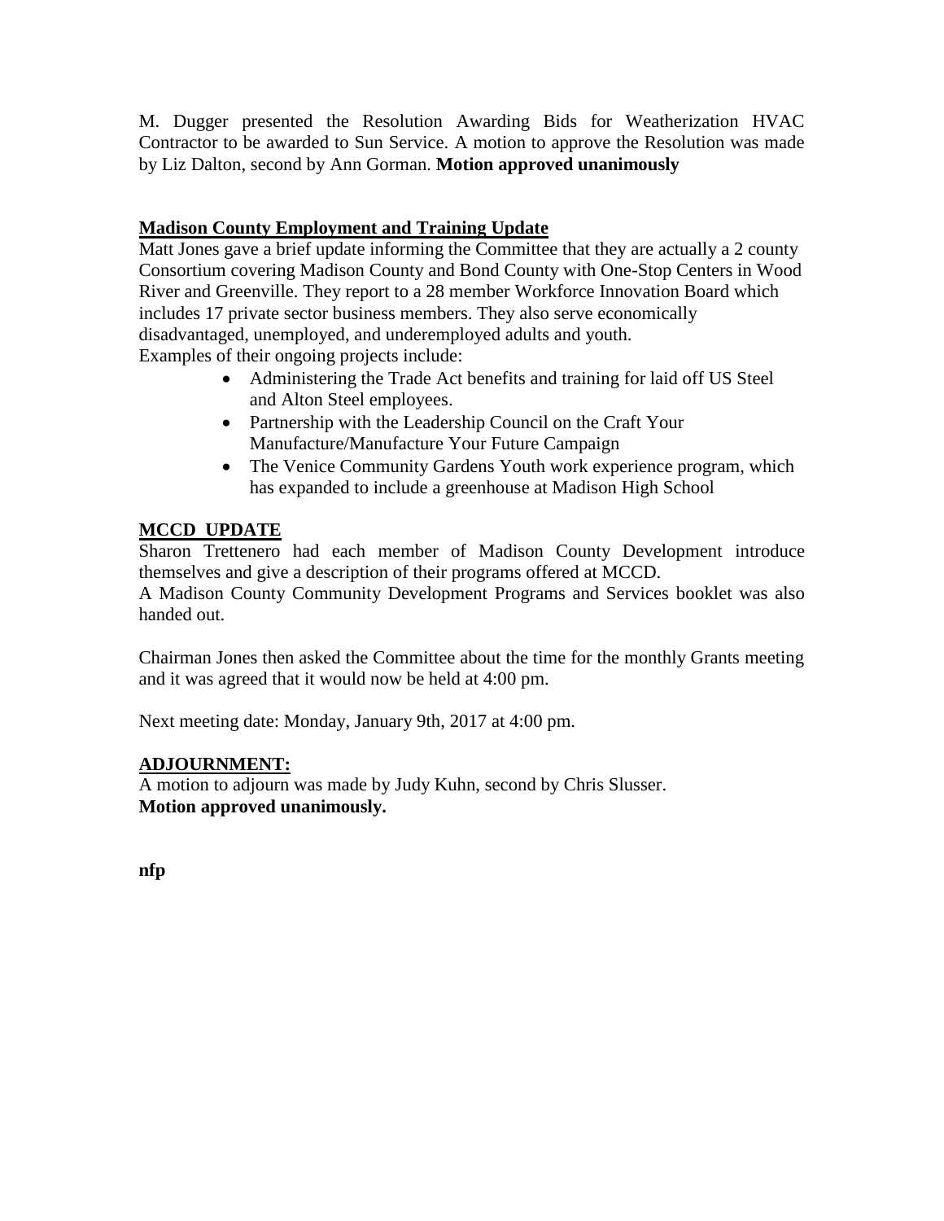M. Dugger presented the Resolution Awarding Bids for Weatherization HVAC Contractor to be awarded to Sun Service. A motion to approve the Resolution was made by Liz Dalton, second by Ann Gorman. **Motion approved unanimously**

**Madison County Employment and Training Update**

Matt Jones gave a brief update informing the Committee that they are actually a 2 county Consortium covering Madison County and Bond County with One-Stop Centers in Wood River and Greenville. They report to a 28 member Workforce Innovation Board which includes 17 private sector business members. They also serve economically disadvantaged, unemployed, and underemployed adults and youth.
Examples of their ongoing projects include:

- Administering the Trade Act benefits and training for laid off US Steel and Alton Steel employees.
- Partnership with the Leadership Council on the Craft Your Manufacture/Manufacture Your Future Campaign
- The Venice Community Gardens Youth work experience program, which has expanded to include a greenhouse at Madison High School

**MCCD UPDATE**

Sharon Trettenero had each member of Madison County Development introduce themselves and give a description of their programs offered at MCCD.
A Madison County Community Development Programs and Services booklet was also handed out.

Chairman Jones then asked the Committee about the time for the monthly Grants meeting and it was agreed that it would now be held at 4:00 pm.

Next meeting date: Monday, January 9th, 2017 at 4:00 pm.

**ADJOURNMENT:**

A motion to adjourn was made by Judy Kuhn, second by Chris Slusser.
**Motion approved unanimously.**

**nfp**